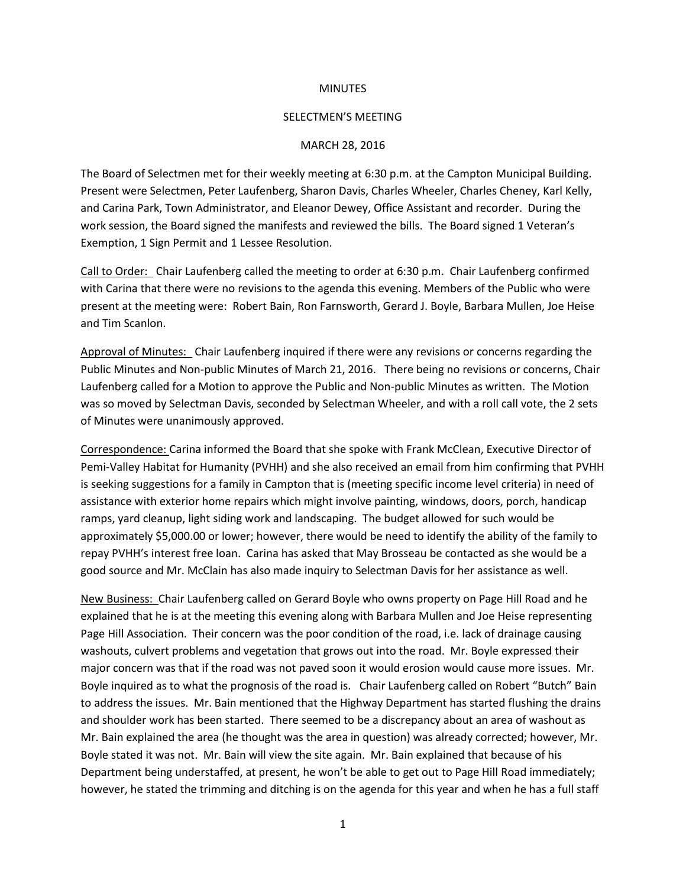MINUTES

SELECTMEN'S MEETING

MARCH 28, 2016

The Board of Selectmen met for their weekly meeting at 6:30 p.m. at the Campton Municipal Building. Present were Selectmen, Peter Laufenberg, Sharon Davis, Charles Wheeler, Charles Cheney, Karl Kelly, and Carina Park, Town Administrator, and Eleanor Dewey, Office Assistant and recorder. During the work session, the Board signed the manifests and reviewed the bills. The Board signed 1 Veteran's Exemption, 1 Sign Permit and 1 Lessee Resolution.

Call to Order: Chair Laufenberg called the meeting to order at 6:30 p.m. Chair Laufenberg confirmed with Carina that there were no revisions to the agenda this evening. Members of the Public who were present at the meeting were: Robert Bain, Ron Farnsworth, Gerard J. Boyle, Barbara Mullen, Joe Heise and Tim Scanlon.

Approval of Minutes: Chair Laufenberg inquired if there were any revisions or concerns regarding the Public Minutes and Non-public Minutes of March 21, 2016. There being no revisions or concerns, Chair Laufenberg called for a Motion to approve the Public and Non-public Minutes as written. The Motion was so moved by Selectman Davis, seconded by Selectman Wheeler, and with a roll call vote, the 2 sets of Minutes were unanimously approved.

Correspondence: Carina informed the Board that she spoke with Frank McClean, Executive Director of Pemi-Valley Habitat for Humanity (PVHH) and she also received an email from him confirming that PVHH is seeking suggestions for a family in Campton that is (meeting specific income level criteria) in need of assistance with exterior home repairs which might involve painting, windows, doors, porch, handicap ramps, yard cleanup, light siding work and landscaping. The budget allowed for such would be approximately $5,000.00 or lower; however, there would be need to identify the ability of the family to repay PVHH's interest free loan. Carina has asked that May Brosseau be contacted as she would be a good source and Mr. McClain has also made inquiry to Selectman Davis for her assistance as well.

New Business: Chair Laufenberg called on Gerard Boyle who owns property on Page Hill Road and he explained that he is at the meeting this evening along with Barbara Mullen and Joe Heise representing Page Hill Association. Their concern was the poor condition of the road, i.e. lack of drainage causing washouts, culvert problems and vegetation that grows out into the road. Mr. Boyle expressed their major concern was that if the road was not paved soon it would erosion would cause more issues. Mr. Boyle inquired as to what the prognosis of the road is. Chair Laufenberg called on Robert "Butch" Bain to address the issues. Mr. Bain mentioned that the Highway Department has started flushing the drains and shoulder work has been started. There seemed to be a discrepancy about an area of washout as Mr. Bain explained the area (he thought was the area in question) was already corrected; however, Mr. Boyle stated it was not. Mr. Bain will view the site again. Mr. Bain explained that because of his Department being understaffed, at present, he won't be able to get out to Page Hill Road immediately; however, he stated the trimming and ditching is on the agenda for this year and when he has a full staff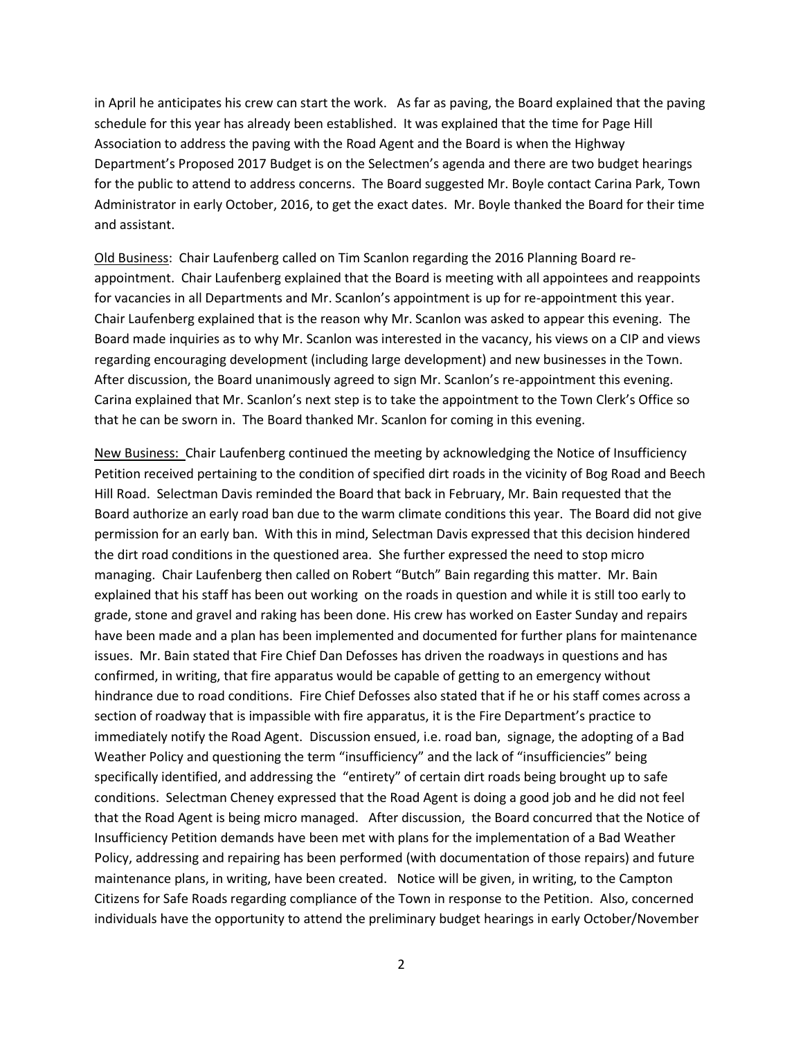in April he anticipates his crew can start the work. As far as paving, the Board explained that the paving schedule for this year has already been established. It was explained that the time for Page Hill Association to address the paving with the Road Agent and the Board is when the Highway Department's Proposed 2017 Budget is on the Selectmen's agenda and there are two budget hearings for the public to attend to address concerns. The Board suggested Mr. Boyle contact Carina Park, Town Administrator in early October, 2016, to get the exact dates. Mr. Boyle thanked the Board for their time and assistant.

<u>Old Business</u>: Chair Laufenberg called on Tim Scanlon regarding the 2016 Planning Board re-appointment. Chair Laufenberg explained that the Board is meeting with all appointees and reappoints for vacancies in all Departments and Mr. Scanlon's appointment is up for re-appointment this year. Chair Laufenberg explained that is the reason why Mr. Scanlon was asked to appear this evening. The Board made inquiries as to why Mr. Scanlon was interested in the vacancy, his views on a CIP and views regarding encouraging development (including large development) and new businesses in the Town. After discussion, the Board unanimously agreed to sign Mr. Scanlon's re-appointment this evening. Carina explained that Mr. Scanlon's next step is to take the appointment to the Town Clerk's Office so that he can be sworn in. The Board thanked Mr. Scanlon for coming in this evening.

<u>New Business:</u> Chair Laufenberg continued the meeting by acknowledging the Notice of Insufficiency Petition received pertaining to the condition of specified dirt roads in the vicinity of Bog Road and Beech Hill Road. Selectman Davis reminded the Board that back in February, Mr. Bain requested that the Board authorize an early road ban due to the warm climate conditions this year. The Board did not give permission for an early ban. With this in mind, Selectman Davis expressed that this decision hindered the dirt road conditions in the questioned area. She further expressed the need to stop micro managing. Chair Laufenberg then called on Robert "Butch" Bain regarding this matter. Mr. Bain explained that his staff has been out working on the roads in question and while it is still too early to grade, stone and gravel and raking has been done. His crew has worked on Easter Sunday and repairs have been made and a plan has been implemented and documented for further plans for maintenance issues. Mr. Bain stated that Fire Chief Dan Defosses has driven the roadways in questions and has confirmed, in writing, that fire apparatus would be capable of getting to an emergency without hindrance due to road conditions. Fire Chief Defosses also stated that if he or his staff comes across a section of roadway that is impassible with fire apparatus, it is the Fire Department's practice to immediately notify the Road Agent. Discussion ensued, i.e. road ban, signage, the adopting of a Bad Weather Policy and questioning the term "insufficiency" and the lack of "insufficiencies" being specifically identified, and addressing the "entirety" of certain dirt roads being brought up to safe conditions. Selectman Cheney expressed that the Road Agent is doing a good job and he did not feel that the Road Agent is being micro managed. After discussion, the Board concurred that the Notice of Insufficiency Petition demands have been met with plans for the implementation of a Bad Weather Policy, addressing and repairing has been performed (with documentation of those repairs) and future maintenance plans, in writing, have been created. Notice will be given, in writing, to the Campton Citizens for Safe Roads regarding compliance of the Town in response to the Petition. Also, concerned individuals have the opportunity to attend the preliminary budget hearings in early October/November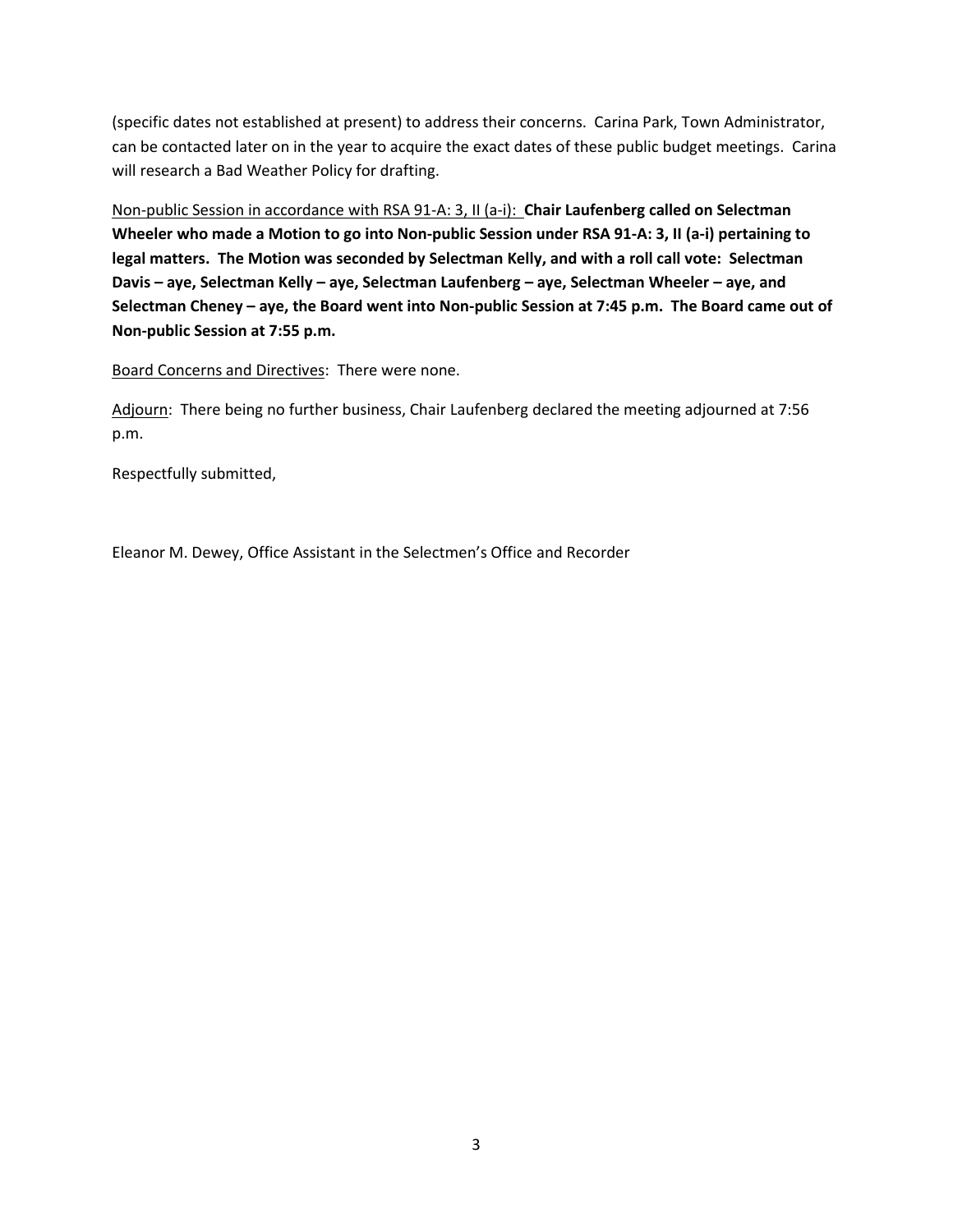(specific dates not established at present) to address their concerns. Carina Park, Town Administrator, can be contacted later on in the year to acquire the exact dates of these public budget meetings. Carina will research a Bad Weather Policy for drafting.

<u>Non-public Session in accordance with RSA 91-A: 3, II (a-i):</u> **Chair Laufenberg called on Selectman Wheeler who made a Motion to go into Non-public Session under RSA 91-A: 3, II (a-i) pertaining to legal matters. The Motion was seconded by Selectman Kelly, and with a roll call vote: Selectman Davis – aye, Selectman Kelly – aye, Selectman Laufenberg – aye, Selectman Wheeler – aye, and Selectman Cheney – aye, the Board went into Non-public Session at 7:45 p.m. The Board came out of Non-public Session at 7:55 p.m.**

<u>Board Concerns and Directives</u>: There were none.

<u>Adjourn</u>: There being no further business, Chair Laufenberg declared the meeting adjourned at 7:56 p.m.

Respectfully submitted,

Eleanor M. Dewey, Office Assistant in the Selectmen's Office and Recorder